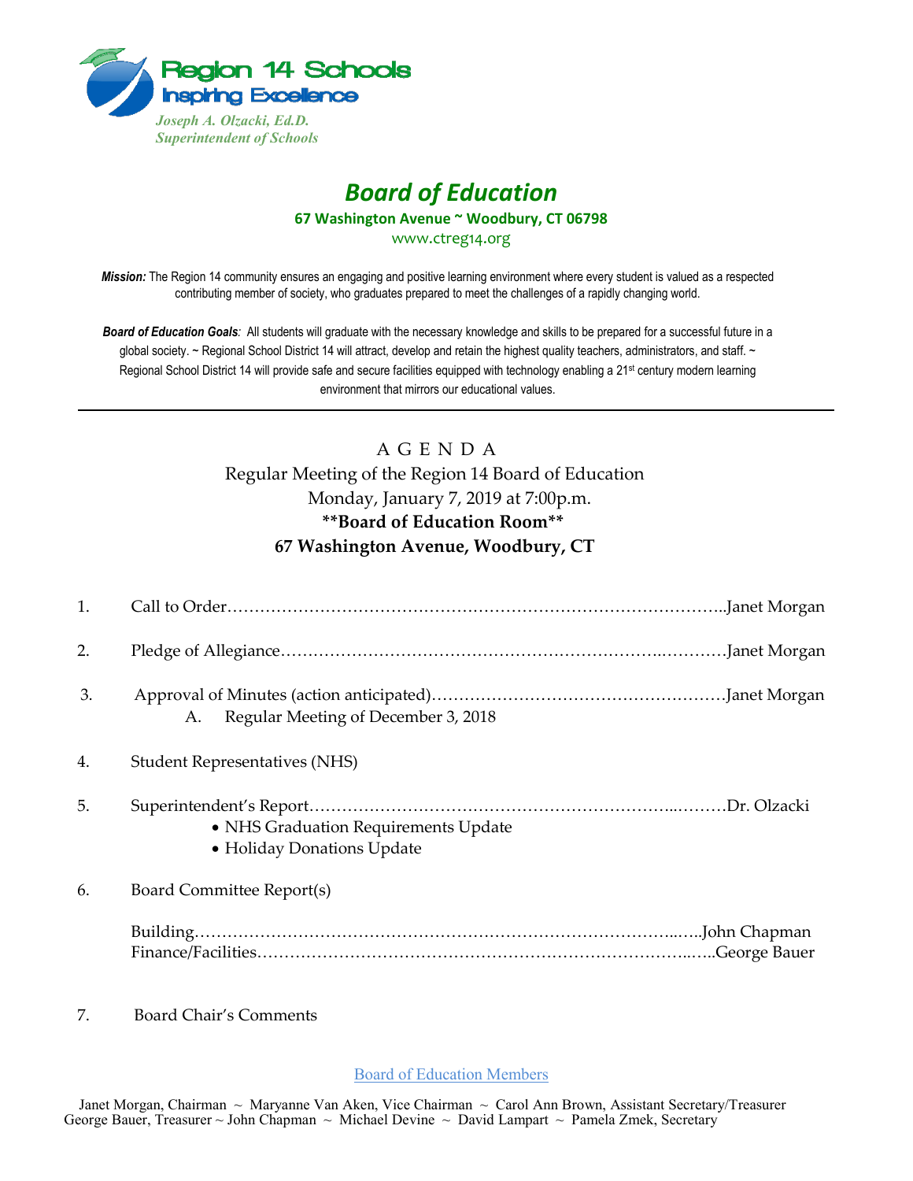Region 14 Schools
Inspiring Excellence

*Joseph A. Olzacki, Ed.D.*
*Superintendent of Schools*

# *Board of Education*

**67 Washington Avenue ~ Woodbury, CT 06798**

www.ctreg14.org

***Mission:*** The Region 14 community ensures an engaging and positive learning environment where every student is valued as a respected contributing member of society, who graduates prepared to meet the challenges of a rapidly changing world.

***Board of Education Goals****:* All students will graduate with the necessary knowledge and skills to be prepared for a successful future in a global society. ~ Regional School District 14 will attract, develop and retain the highest quality teachers, administrators, and staff. ~ Regional School District 14 will provide safe and secure facilities equipped with technology enabling a 21st century modern learning environment that mirrors our educational values.

---

## A G E N D A

Regular Meeting of the Region 14 Board of Education
Monday, January 7, 2019 at 7:00p.m.
**\*\*Board of Education Room\*\***
**67 Washington Avenue, Woodbury, CT**

1. Call to Order……………………………………………………………………………..Janet Morgan

2. Pledge of Allegiance…………………………………………………………..…………Janet Morgan

3. Approval of Minutes (action anticipated)………………………………………………Janet Morgan
   A. Regular Meeting of December 3, 2018

4. Student Representatives (NHS)

5. Superintendent's Report………………………………………………………..………Dr. Olzacki
   - NHS Graduation Requirements Update
   - Holiday Donations Update

6. Board Committee Report(s)

   Building……………………………………………………………………………..…..John Chapman
   Finance/Facilities……………………………………………………………………..…..George Bauer

7. Board Chair's Comments

Board of Education Members

Janet Morgan, Chairman ~ Maryanne Van Aken, Vice Chairman ~ Carol Ann Brown, Assistant Secretary/Treasurer
George Bauer, Treasurer ~ John Chapman ~ Michael Devine ~ David Lampart ~ Pamela Zmek, Secretary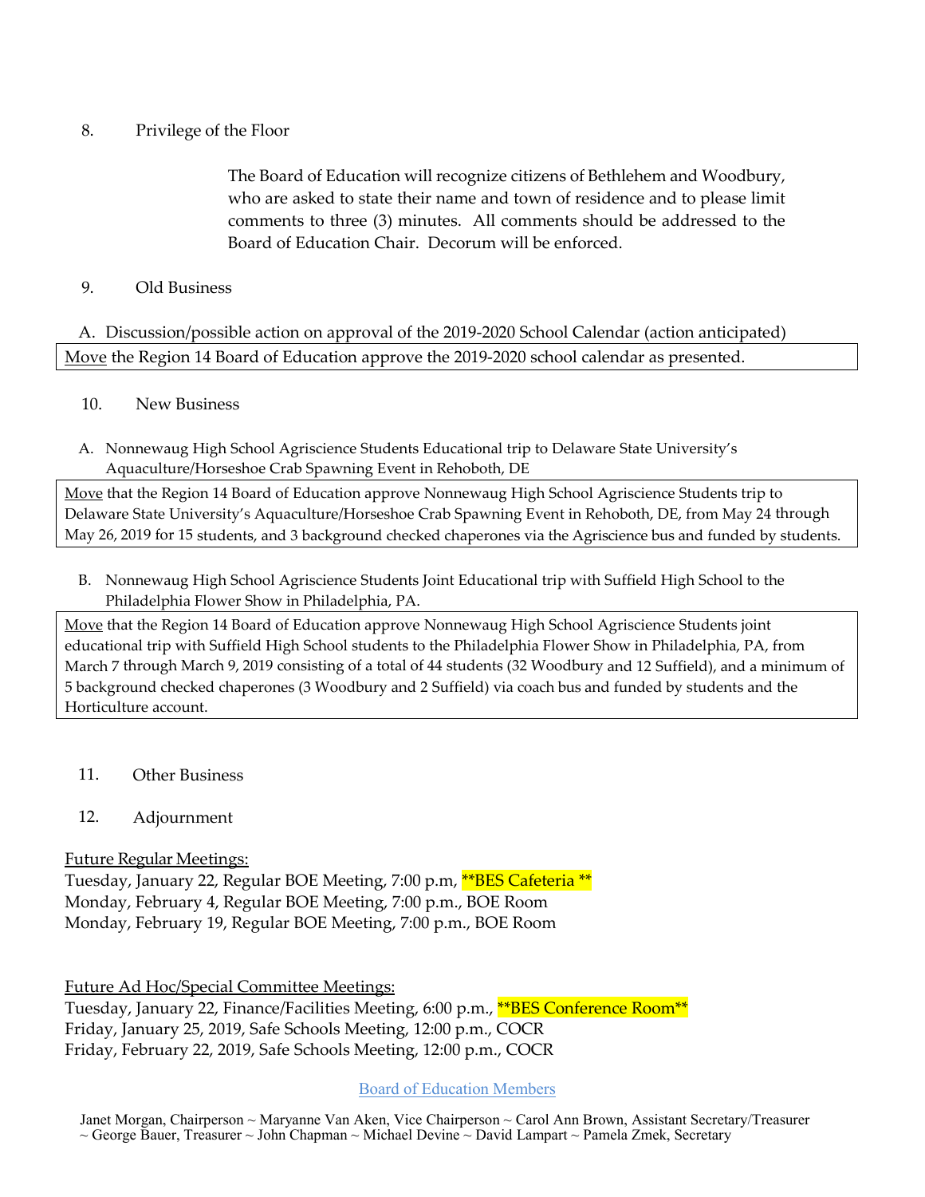8. Privilege of the Floor

The Board of Education will recognize citizens of Bethlehem and Woodbury, who are asked to state their name and town of residence and to please limit comments to three (3) minutes. All comments should be addressed to the Board of Education Chair. Decorum will be enforced.

9. Old Business

A. Discussion/possible action on approval of the 2019-2020 School Calendar (action anticipated)

<u>Move</u> the Region 14 Board of Education approve the 2019-2020 school calendar as presented.

10. New Business

A. Nonnewaug High School Agriscience Students Educational trip to Delaware State University's Aquaculture/Horseshoe Crab Spawning Event in Rehoboth, DE

<u>Move</u> that the Region 14 Board of Education approve Nonnewaug High School Agriscience Students trip to Delaware State University's Aquaculture/Horseshoe Crab Spawning Event in Rehoboth, DE, from May 24 through May 26, 2019 for 15 students, and 3 background checked chaperones via the Agriscience bus and funded by students.

B. Nonnewaug High School Agriscience Students Joint Educational trip with Suffield High School to the Philadelphia Flower Show in Philadelphia, PA.

<u>Move</u> that the Region 14 Board of Education approve Nonnewaug High School Agriscience Students joint educational trip with Suffield High School students to the Philadelphia Flower Show in Philadelphia, PA, from March 7 through March 9, 2019 consisting of a total of 44 students (32 Woodbury and 12 Suffield), and a minimum of 5 background checked chaperones (3 Woodbury and 2 Suffield) via coach bus and funded by students and the Horticulture account.

11. Other Business

12. Adjournment

<u>Future Regular Meetings:</u>
Tuesday, January 22, Regular BOE Meeting, 7:00 p.m, **BES Cafeteria **
Monday, February 4, Regular BOE Meeting, 7:00 p.m., BOE Room
Monday, February 19, Regular BOE Meeting, 7:00 p.m., BOE Room

<u>Future Ad Hoc/Special Committee Meetings:</u>
Tuesday, January 22, Finance/Facilities Meeting, 6:00 p.m., **BES Conference Room**
Friday, January 25, 2019, Safe Schools Meeting, 12:00 p.m., COCR
Friday, February 22, 2019, Safe Schools Meeting, 12:00 p.m., COCR

Board of Education Members

Janet Morgan, Chairperson ~ Maryanne Van Aken, Vice Chairperson ~ Carol Ann Brown, Assistant Secretary/Treasurer ~ George Bauer, Treasurer ~ John Chapman ~ Michael Devine ~ David Lampart ~ Pamela Zmek, Secretary